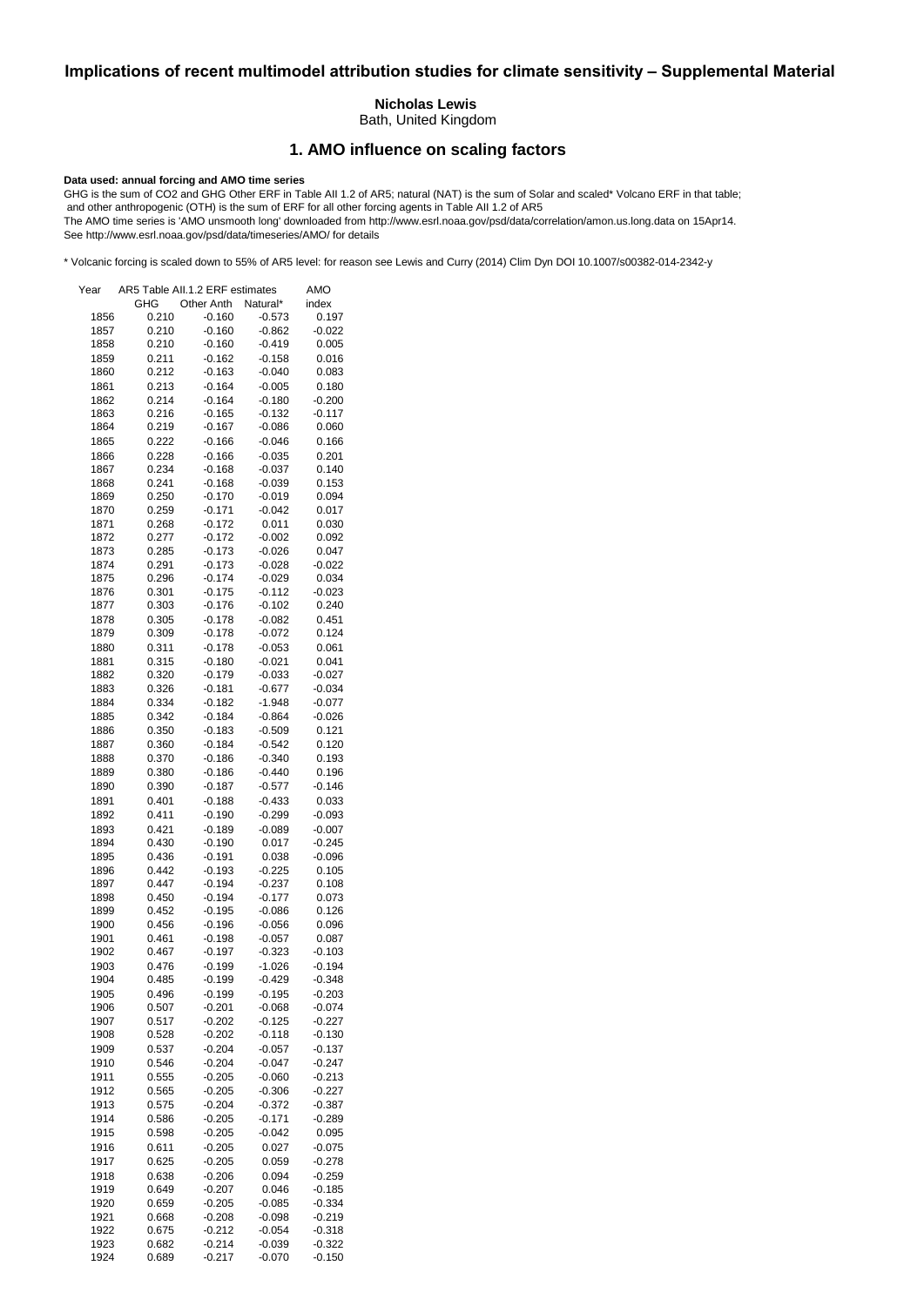# Implications of recent multimodel attribution studies for climate sensitivity – Supplemental Material

**Nicholas Lewis**
Bath, United Kingdom

## 1. AMO influence on scaling factors

**Data used: annual forcing and AMO time series**
GHG is the sum of $CO_2$ and GHG Other ERF in Table AII 1.2 of AR5; natural (NAT) is the sum of Solar and scaled* Volcano ERF in that table; and other anthropogenic (OTH) is the sum of ERF for all other forcing agents in Table AII 1.2 of AR5
The AMO time series is 'AMO unsmooth long' downloaded from http://www.esrl.noaa.gov/psd/data/correlation/amon.us.long.data on 15Apr14.
See http://www.esrl.noaa.gov/psd/data/timeseries/AMO/ for details

\* Volcanic forcing is scaled down to 55% of AR5 level: for reason see Lewis and Curry (2014) Clim Dyn DOI 10.1007/s00382-014-2342-y

| Year | AR5 Table AII.1.2 ERF estimates | | | AMO |
|---|---|---|---|---|
| | GHG | Other Anth | Natural* | index |
| 1856 | 0.210 | -0.160 | -0.573 | 0.197 |
| 1857 | 0.210 | -0.160 | -0.862 | -0.022 |
| 1858 | 0.210 | -0.160 | -0.419 | 0.005 |
| 1859 | 0.211 | -0.162 | -0.158 | 0.016 |
| 1860 | 0.212 | -0.163 | -0.040 | 0.083 |
| 1861 | 0.213 | -0.164 | -0.005 | 0.180 |
| 1862 | 0.214 | -0.164 | -0.180 | -0.200 |
| 1863 | 0.216 | -0.165 | -0.132 | -0.117 |
| 1864 | 0.219 | -0.167 | -0.086 | 0.060 |
| 1865 | 0.222 | -0.166 | -0.046 | 0.166 |
| 1866 | 0.228 | -0.166 | -0.035 | 0.201 |
| 1867 | 0.234 | -0.168 | -0.037 | 0.140 |
| 1868 | 0.241 | -0.168 | -0.039 | 0.153 |
| 1869 | 0.250 | -0.170 | -0.019 | 0.094 |
| 1870 | 0.259 | -0.171 | -0.042 | 0.017 |
| 1871 | 0.268 | -0.172 | 0.011 | 0.030 |
| 1872 | 0.277 | -0.172 | -0.002 | 0.092 |
| 1873 | 0.285 | -0.173 | -0.026 | 0.047 |
| 1874 | 0.291 | -0.173 | -0.028 | -0.022 |
| 1875 | 0.296 | -0.174 | -0.029 | 0.034 |
| 1876 | 0.301 | -0.175 | -0.112 | -0.023 |
| 1877 | 0.303 | -0.176 | -0.102 | 0.240 |
| 1878 | 0.305 | -0.178 | -0.082 | 0.451 |
| 1879 | 0.309 | -0.178 | -0.072 | 0.124 |
| 1880 | 0.311 | -0.178 | -0.053 | 0.061 |
| 1881 | 0.315 | -0.180 | -0.021 | 0.041 |
| 1882 | 0.320 | -0.179 | -0.033 | -0.027 |
| 1883 | 0.326 | -0.181 | -0.677 | -0.034 |
| 1884 | 0.334 | -0.182 | -1.948 | -0.077 |
| 1885 | 0.342 | -0.184 | -0.864 | -0.026 |
| 1886 | 0.350 | -0.183 | -0.509 | 0.121 |
| 1887 | 0.360 | -0.184 | -0.542 | 0.120 |
| 1888 | 0.370 | -0.186 | -0.340 | 0.193 |
| 1889 | 0.380 | -0.186 | -0.440 | 0.196 |
| 1890 | 0.390 | -0.187 | -0.577 | -0.146 |
| 1891 | 0.401 | -0.188 | -0.433 | 0.033 |
| 1892 | 0.411 | -0.190 | -0.299 | -0.093 |
| 1893 | 0.421 | -0.189 | -0.089 | -0.007 |
| 1894 | 0.430 | -0.190 | 0.017 | -0.245 |
| 1895 | 0.436 | -0.191 | 0.038 | -0.096 |
| 1896 | 0.442 | -0.193 | -0.225 | 0.105 |
| 1897 | 0.447 | -0.194 | -0.237 | 0.108 |
| 1898 | 0.450 | -0.194 | -0.177 | 0.073 |
| 1899 | 0.452 | -0.195 | -0.086 | 0.126 |
| 1900 | 0.456 | -0.196 | -0.056 | 0.096 |
| 1901 | 0.461 | -0.198 | -0.057 | 0.087 |
| 1902 | 0.467 | -0.197 | -0.323 | -0.103 |
| 1903 | 0.476 | -0.199 | -1.026 | -0.194 |
| 1904 | 0.485 | -0.199 | -0.429 | -0.348 |
| 1905 | 0.496 | -0.199 | -0.195 | -0.203 |
| 1906 | 0.507 | -0.201 | -0.068 | -0.074 |
| 1907 | 0.517 | -0.202 | -0.125 | -0.227 |
| 1908 | 0.528 | -0.202 | -0.118 | -0.130 |
| 1909 | 0.537 | -0.204 | -0.057 | -0.137 |
| 1910 | 0.546 | -0.204 | -0.047 | -0.247 |
| 1911 | 0.555 | -0.205 | -0.060 | -0.213 |
| 1912 | 0.565 | -0.205 | -0.306 | -0.227 |
| 1913 | 0.575 | -0.204 | -0.372 | -0.387 |
| 1914 | 0.586 | -0.205 | -0.171 | -0.289 |
| 1915 | 0.598 | -0.205 | -0.042 | 0.095 |
| 1916 | 0.611 | -0.205 | 0.027 | -0.075 |
| 1917 | 0.625 | -0.205 | 0.059 | -0.278 |
| 1918 | 0.638 | -0.206 | 0.094 | -0.259 |
| 1919 | 0.649 | -0.207 | 0.046 | -0.185 |
| 1920 | 0.659 | -0.205 | -0.085 | -0.334 |
| 1921 | 0.668 | -0.208 | -0.098 | -0.219 |
| 1922 | 0.675 | -0.212 | -0.054 | -0.318 |
| 1923 | 0.682 | -0.214 | -0.039 | -0.322 |
| 1924 | 0.689 | -0.217 | -0.070 | -0.150 |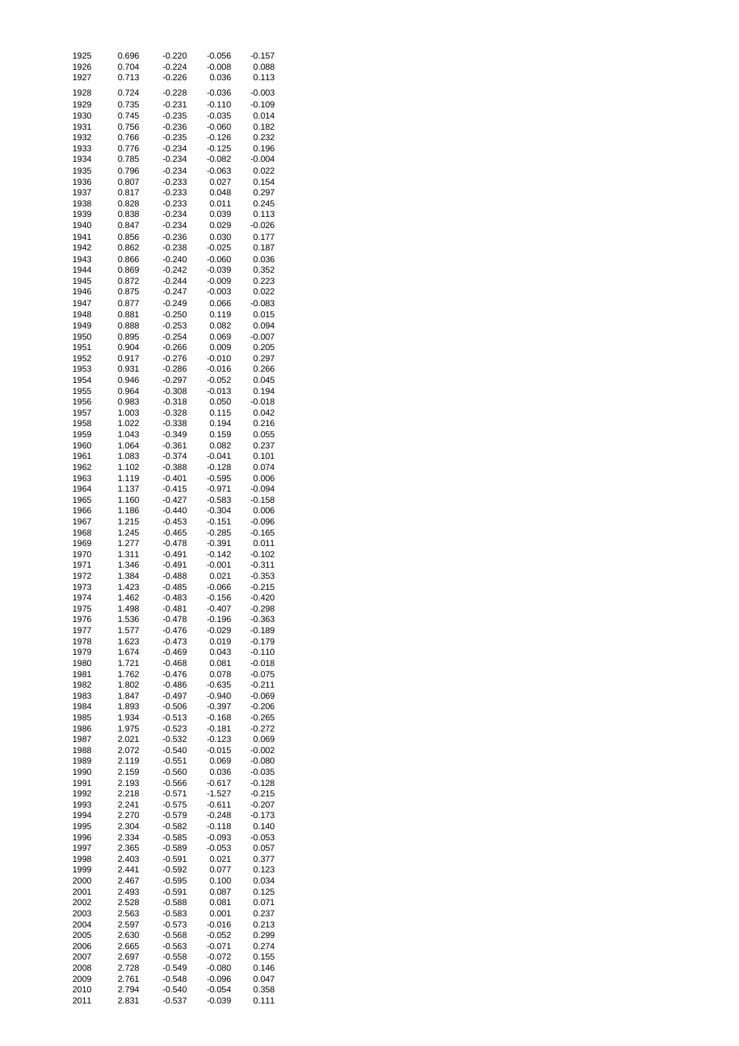| | | | | |
|---|---|---|---|---|
| 1925 | 0.696 | -0.220 | -0.056 | -0.157 |
| 1926 | 0.704 | -0.224 | -0.008 | 0.088 |
| 1927 | 0.713 | -0.226 | 0.036 | 0.113 |
| 1928 | 0.724 | -0.228 | -0.036 | -0.003 |
| 1929 | 0.735 | -0.231 | -0.110 | -0.109 |
| 1930 | 0.745 | -0.235 | -0.035 | 0.014 |
| 1931 | 0.756 | -0.236 | -0.060 | 0.182 |
| 1932 | 0.766 | -0.235 | -0.126 | 0.232 |
| 1933 | 0.776 | -0.234 | -0.125 | 0.196 |
| 1934 | 0.785 | -0.234 | -0.082 | -0.004 |
| 1935 | 0.796 | -0.234 | -0.063 | 0.022 |
| 1936 | 0.807 | -0.233 | 0.027 | 0.154 |
| 1937 | 0.817 | -0.233 | 0.048 | 0.297 |
| 1938 | 0.828 | -0.233 | 0.011 | 0.245 |
| 1939 | 0.838 | -0.234 | 0.039 | 0.113 |
| 1940 | 0.847 | -0.234 | 0.029 | -0.026 |
| 1941 | 0.856 | -0.236 | 0.030 | 0.177 |
| 1942 | 0.862 | -0.238 | -0.025 | 0.187 |
| 1943 | 0.866 | -0.240 | -0.060 | 0.036 |
| 1944 | 0.869 | -0.242 | -0.039 | 0.352 |
| 1945 | 0.872 | -0.244 | -0.009 | 0.223 |
| 1946 | 0.875 | -0.247 | -0.003 | 0.022 |
| 1947 | 0.877 | -0.249 | 0.066 | -0.083 |
| 1948 | 0.881 | -0.250 | 0.119 | 0.015 |
| 1949 | 0.888 | -0.253 | 0.082 | 0.094 |
| 1950 | 0.895 | -0.254 | 0.069 | -0.007 |
| 1951 | 0.904 | -0.266 | 0.009 | 0.205 |
| 1952 | 0.917 | -0.276 | -0.010 | 0.297 |
| 1953 | 0.931 | -0.286 | -0.016 | 0.266 |
| 1954 | 0.946 | -0.297 | -0.052 | 0.045 |
| 1955 | 0.964 | -0.308 | -0.013 | 0.194 |
| 1956 | 0.983 | -0.318 | 0.050 | -0.018 |
| 1957 | 1.003 | -0.328 | 0.115 | 0.042 |
| 1958 | 1.022 | -0.338 | 0.194 | 0.216 |
| 1959 | 1.043 | -0.349 | 0.159 | 0.055 |
| 1960 | 1.064 | -0.361 | 0.082 | 0.237 |
| 1961 | 1.083 | -0.374 | -0.041 | 0.101 |
| 1962 | 1.102 | -0.388 | -0.128 | 0.074 |
| 1963 | 1.119 | -0.401 | -0.595 | 0.006 |
| 1964 | 1.137 | -0.415 | -0.971 | -0.094 |
| 1965 | 1.160 | -0.427 | -0.583 | -0.158 |
| 1966 | 1.186 | -0.440 | -0.304 | 0.006 |
| 1967 | 1.215 | -0.453 | -0.151 | -0.096 |
| 1968 | 1.245 | -0.465 | -0.285 | -0.165 |
| 1969 | 1.277 | -0.478 | -0.391 | 0.011 |
| 1970 | 1.311 | -0.491 | -0.142 | -0.102 |
| 1971 | 1.346 | -0.491 | -0.001 | -0.311 |
| 1972 | 1.384 | -0.488 | 0.021 | -0.353 |
| 1973 | 1.423 | -0.485 | -0.066 | -0.215 |
| 1974 | 1.462 | -0.483 | -0.156 | -0.420 |
| 1975 | 1.498 | -0.481 | -0.407 | -0.298 |
| 1976 | 1.536 | -0.478 | -0.196 | -0.363 |
| 1977 | 1.577 | -0.476 | -0.029 | -0.189 |
| 1978 | 1.623 | -0.473 | 0.019 | -0.179 |
| 1979 | 1.674 | -0.469 | 0.043 | -0.110 |
| 1980 | 1.721 | -0.468 | 0.081 | -0.018 |
| 1981 | 1.762 | -0.476 | 0.078 | -0.075 |
| 1982 | 1.802 | -0.486 | -0.635 | -0.211 |
| 1983 | 1.847 | -0.497 | -0.940 | -0.069 |
| 1984 | 1.893 | -0.506 | -0.397 | -0.206 |
| 1985 | 1.934 | -0.513 | -0.168 | -0.265 |
| 1986 | 1.975 | -0.523 | -0.181 | -0.272 |
| 1987 | 2.021 | -0.532 | -0.123 | 0.069 |
| 1988 | 2.072 | -0.540 | -0.015 | -0.002 |
| 1989 | 2.119 | -0.551 | 0.069 | -0.080 |
| 1990 | 2.159 | -0.560 | 0.036 | -0.035 |
| 1991 | 2.193 | -0.566 | -0.617 | -0.128 |
| 1992 | 2.218 | -0.571 | -1.527 | -0.215 |
| 1993 | 2.241 | -0.575 | -0.611 | -0.207 |
| 1994 | 2.270 | -0.579 | -0.248 | -0.173 |
| 1995 | 2.304 | -0.582 | -0.118 | 0.140 |
| 1996 | 2.334 | -0.585 | -0.093 | -0.053 |
| 1997 | 2.365 | -0.589 | -0.053 | 0.057 |
| 1998 | 2.403 | -0.591 | 0.021 | 0.377 |
| 1999 | 2.441 | -0.592 | 0.077 | 0.123 |
| 2000 | 2.467 | -0.595 | 0.100 | 0.034 |
| 2001 | 2.493 | -0.591 | 0.087 | 0.125 |
| 2002 | 2.528 | -0.588 | 0.081 | 0.071 |
| 2003 | 2.563 | -0.583 | 0.001 | 0.237 |
| 2004 | 2.597 | -0.573 | -0.016 | 0.213 |
| 2005 | 2.630 | -0.568 | -0.052 | 0.299 |
| 2006 | 2.665 | -0.563 | -0.071 | 0.274 |
| 2007 | 2.697 | -0.558 | -0.072 | 0.155 |
| 2008 | 2.728 | -0.549 | -0.080 | 0.146 |
| 2009 | 2.761 | -0.548 | -0.096 | 0.047 |
| 2010 | 2.794 | -0.540 | -0.054 | 0.358 |
| 2011 | 2.831 | -0.537 | -0.039 | 0.111 |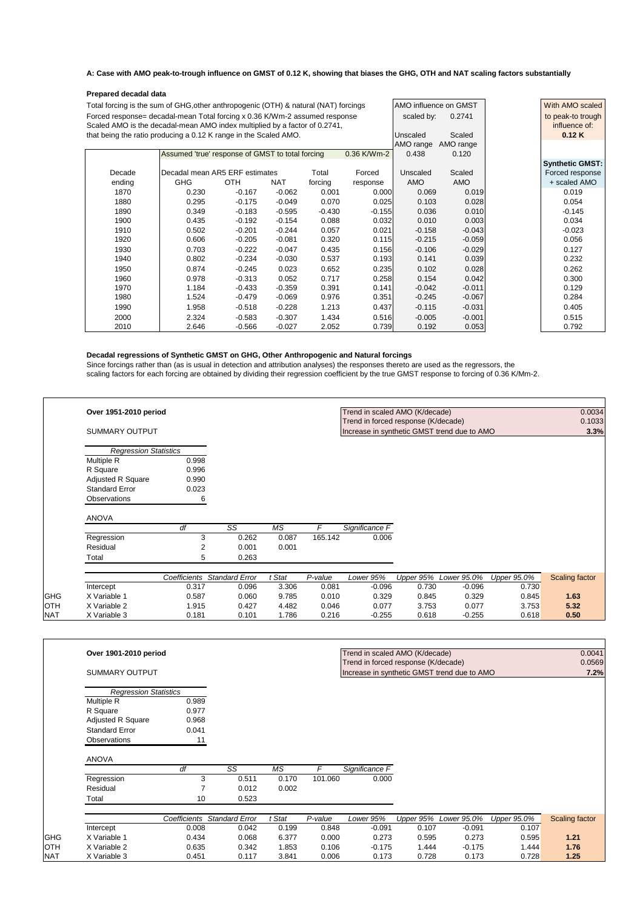**A: Case with AMO peak-to-trough influence on GMST of 0.12 K, showing that biases the GHG, OTH and NAT scaling factors substantially**

**Prepared decadal data**

Total forcing is the sum of GHG,other anthropogenic (OTH) & natural (NAT) forcings
Forced response= decadal-mean Total forcing x 0.36 K/Wm-2 assumed response
Scaled AMO is the decadal-mean AMO index multiplied by a factor of 0.2741,
that being the ratio producing a 0.12 K range in the Scaled AMO.

| AMO influence on GMST | |
|---|---|
| scaled by: | 0.2741 |
| Unscaled AMO range | Scaled AMO range |
| 0.438 | 0.120 |

With AMO scaled to peak-to trough influence of: **0.12 K**

Assumed 'true' response of GMST to total forcing: 0.36 K/Wm-2

| Decade ending | GHG | OTH | NAT | Total forcing | Forced response | Unscaled AMO | Scaled AMO | **Synthetic GMST:** Forced response + scaled AMO |
|---|---|---|---|---|---|---|---|---|
| | Decadal mean AR5 ERF estimates | | | | | | | |
| 1870 | 0.230 | -0.167 | -0.062 | 0.001 | 0.000 | 0.069 | 0.019 | 0.019 |
| 1880 | 0.295 | -0.175 | -0.049 | 0.070 | 0.025 | 0.103 | 0.028 | 0.054 |
| 1890 | 0.349 | -0.183 | -0.595 | -0.430 | -0.155 | 0.036 | 0.010 | -0.145 |
| 1900 | 0.435 | -0.192 | -0.154 | 0.088 | 0.032 | 0.010 | 0.003 | 0.034 |
| 1910 | 0.502 | -0.201 | -0.244 | 0.057 | 0.021 | -0.158 | -0.043 | -0.023 |
| 1920 | 0.606 | -0.205 | -0.081 | 0.320 | 0.115 | -0.215 | -0.059 | 0.056 |
| 1930 | 0.703 | -0.222 | -0.047 | 0.435 | 0.156 | -0.106 | -0.029 | 0.127 |
| 1940 | 0.802 | -0.234 | -0.030 | 0.537 | 0.193 | 0.141 | 0.039 | 0.232 |
| 1950 | 0.874 | -0.245 | 0.023 | 0.652 | 0.235 | 0.102 | 0.028 | 0.262 |
| 1960 | 0.978 | -0.313 | 0.052 | 0.717 | 0.258 | 0.154 | 0.042 | 0.300 |
| 1970 | 1.184 | -0.433 | -0.359 | 0.391 | 0.141 | -0.042 | -0.011 | 0.129 |
| 1980 | 1.524 | -0.479 | -0.069 | 0.976 | 0.351 | -0.245 | -0.067 | 0.284 |
| 1990 | 1.958 | -0.518 | -0.228 | 1.213 | 0.437 | -0.115 | -0.031 | 0.405 |
| 2000 | 2.324 | -0.583 | -0.307 | 1.434 | 0.516 | -0.005 | -0.001 | 0.515 |
| 2010 | 2.646 | -0.566 | -0.027 | 2.052 | 0.739 | 0.192 | 0.053 | 0.792 |

**Decadal regressions of Synthetic GMST on GHG, Other Anthropogenic and Natural forcings**

Since forcings rather than (as is usual in detection and attribution analyses) the responses thereto are used as the regressors, the scaling factors for each forcing are obtained by dividing their regression coefficient by the true GMST response to forcing of 0.36 K/Wm-2.

**Over 1951-2010 period**

| | |
|---|---|
| Trend in scaled AMO (K/decade) | 0.0034 |
| Trend in forced response (K/decade) | 0.1033 |
| Increase in synthetic GMST trend due to AMO | **3.3%** |

SUMMARY OUTPUT

| *Regression Statistics* | |
|---|---|
| Multiple R | 0.998 |
| R Square | 0.996 |
| Adjusted R Square | 0.990 |
| Standard Error | 0.023 |
| Observations | 6 |

ANOVA

| | *df* | *SS* | *MS* | *F* | *Significance F* |
|---|---|---|---|---|---|
| Regression | 3 | 0.262 | 0.087 | 165.142 | 0.006 |
| Residual | 2 | 0.001 | 0.001 | | |
| Total | 5 | 0.263 | | | |

| | | *Coefficients* | *Standard Error* | *t Stat* | *P-value* | *Lower 95%* | *Upper 95%* | *Lower 95.0%* | *Upper 95.0%* | Scaling factor |
|---|---|---|---|---|---|---|---|---|---|---|
| | Intercept | 0.317 | 0.096 | 3.306 | 0.081 | -0.096 | 0.730 | -0.096 | 0.730 | |
| GHG | X Variable 1 | 0.587 | 0.060 | 9.785 | 0.010 | 0.329 | 0.845 | 0.329 | 0.845 | **1.63** |
| OTH | X Variable 2 | 1.915 | 0.427 | 4.482 | 0.046 | 0.077 | 3.753 | 0.077 | 3.753 | **5.32** |
| NAT | X Variable 3 | 0.181 | 0.101 | 1.786 | 0.216 | -0.255 | 0.618 | -0.255 | 0.618 | **0.50** |

**Over 1901-2010 period**

| | |
|---|---|
| Trend in scaled AMO (K/decade) | 0.0041 |
| Trend in forced response (K/decade) | 0.0569 |
| Increase in synthetic GMST trend due to AMO | **7.2%** |

SUMMARY OUTPUT

| *Regression Statistics* | |
|---|---|
| Multiple R | 0.989 |
| R Square | 0.977 |
| Adjusted R Square | 0.968 |
| Standard Error | 0.041 |
| Observations | 11 |

ANOVA

| | *df* | *SS* | *MS* | *F* | *Significance F* |
|---|---|---|---|---|---|
| Regression | 3 | 0.511 | 0.170 | 101.060 | 0.000 |
| Residual | 7 | 0.012 | 0.002 | | |
| Total | 10 | 0.523 | | | |

| | | *Coefficients* | *Standard Error* | *t Stat* | *P-value* | *Lower 95%* | *Upper 95%* | *Lower 95.0%* | *Upper 95.0%* | Scaling factor |
|---|---|---|---|---|---|---|---|---|---|---|
| | Intercept | 0.008 | 0.042 | 0.199 | 0.848 | -0.091 | 0.107 | -0.091 | 0.107 | |
| GHG | X Variable 1 | 0.434 | 0.068 | 6.377 | 0.000 | 0.273 | 0.595 | 0.273 | 0.595 | **1.21** |
| OTH | X Variable 2 | 0.635 | 0.342 | 1.853 | 0.106 | -0.175 | 1.444 | -0.175 | 1.444 | **1.76** |
| NAT | X Variable 3 | 0.451 | 0.117 | 3.841 | 0.006 | 0.173 | 0.728 | 0.173 | 0.728 | **1.25** |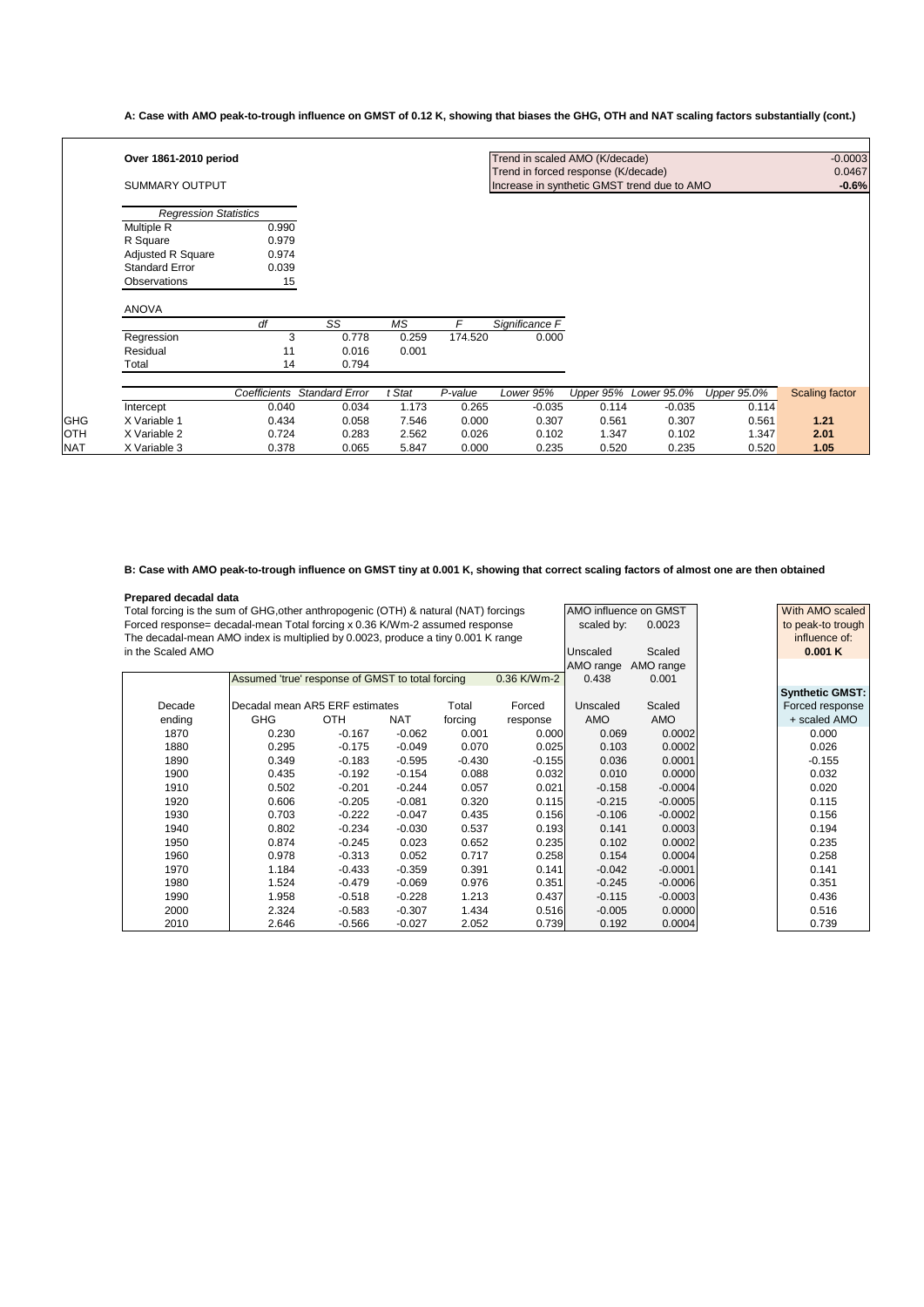**A: Case with AMO peak-to-trough influence on GMST of 0.12 K, showing that biases the GHG, OTH and NAT scaling factors substantially (cont.)**

**Over 1861-2010 period**

| | |
|---|---|
| Trend in scaled AMO (K/decade) | -0.0003 |
| Trend in forced response (K/decade) | 0.0467 |
| Increase in synthetic GMST trend due to AMO | **-0.6%** |

SUMMARY OUTPUT

| *Regression Statistics* | |
|---|---|
| Multiple R | 0.990 |
| R Square | 0.979 |
| Adjusted R Square | 0.974 |
| Standard Error | 0.039 |
| Observations | 15 |

ANOVA

| | *df* | *SS* | *MS* | *F* | *Significance F* |
|---|---|---|---|---|---|
| Regression | 3 | 0.778 | 0.259 | 174.520 | 0.000 |
| Residual | 11 | 0.016 | 0.001 | | |
| Total | 14 | 0.794 | | | |

| | | *Coefficients* | *Standard Error* | *t Stat* | *P-value* | *Lower 95%* | *Upper 95%* | *Lower 95.0%* | *Upper 95.0%* | Scaling factor |
|---|---|---|---|---|---|---|---|---|---|---|
| | Intercept | 0.040 | 0.034 | 1.173 | 0.265 | -0.035 | 0.114 | -0.035 | 0.114 | |
| GHG | X Variable 1 | 0.434 | 0.058 | 7.546 | 0.000 | 0.307 | 0.561 | 0.307 | 0.561 | **1.21** |
| OTH | X Variable 2 | 0.724 | 0.283 | 2.562 | 0.026 | 0.102 | 1.347 | 0.102 | 1.347 | **2.01** |
| NAT | X Variable 3 | 0.378 | 0.065 | 5.847 | 0.000 | 0.235 | 0.520 | 0.235 | 0.520 | **1.05** |

**B: Case with AMO peak-to-trough influence on GMST tiny at 0.001 K, showing that correct scaling factors of almost one are then obtained**

**Prepared decadal data**

Total forcing is the sum of GHG,other anthropogenic (OTH) & natural (NAT) forcings
Forced response= decadal-mean Total forcing x 0.36 K/Wm-2 assumed response
The decadal-mean AMO index is multiplied by 0.0023, produce a tiny 0.001 K range in the Scaled AMO

AMO influence on GMST scaled by: 0.0023

| Unscaled AMO range | Scaled AMO range |
|---|---|
| 0.438 | 0.001 |

With AMO scaled to peak-to trough influence of: **0.001 K**

Assumed 'true' response of GMST to total forcing: 0.36 K/Wm-2

| Decade ending | GHG | OTH | NAT | Total forcing | Forced response | Unscaled AMO | Scaled AMO | Synthetic GMST: Forced response + scaled AMO |
|---|---|---|---|---|---|---|---|---|
| | Decadal mean AR5 ERF estimates | | | | | | | |
| 1870 | 0.230 | -0.167 | -0.062 | 0.001 | 0.000 | 0.069 | 0.0002 | 0.000 |
| 1880 | 0.295 | -0.175 | -0.049 | 0.070 | 0.025 | 0.103 | 0.0002 | 0.026 |
| 1890 | 0.349 | -0.183 | -0.595 | -0.430 | -0.155 | 0.036 | 0.0001 | -0.155 |
| 1900 | 0.435 | -0.192 | -0.154 | 0.088 | 0.032 | 0.010 | 0.0000 | 0.032 |
| 1910 | 0.502 | -0.201 | -0.244 | 0.057 | 0.021 | -0.158 | -0.0004 | 0.020 |
| 1920 | 0.606 | -0.205 | -0.081 | 0.320 | 0.115 | -0.215 | -0.0005 | 0.115 |
| 1930 | 0.703 | -0.222 | -0.047 | 0.435 | 0.156 | -0.106 | -0.0002 | 0.156 |
| 1940 | 0.802 | -0.234 | -0.030 | 0.537 | 0.193 | 0.141 | 0.0003 | 0.194 |
| 1950 | 0.874 | -0.245 | 0.023 | 0.652 | 0.235 | 0.102 | 0.0002 | 0.235 |
| 1960 | 0.978 | -0.313 | 0.052 | 0.717 | 0.258 | 0.154 | 0.0004 | 0.258 |
| 1970 | 1.184 | -0.433 | -0.359 | 0.391 | 0.141 | -0.042 | -0.0001 | 0.141 |
| 1980 | 1.524 | -0.479 | -0.069 | 0.976 | 0.351 | -0.245 | -0.0006 | 0.351 |
| 1990 | 1.958 | -0.518 | -0.228 | 1.213 | 0.437 | -0.115 | -0.0003 | 0.436 |
| 2000 | 2.324 | -0.583 | -0.307 | 1.434 | 0.516 | -0.005 | 0.0000 | 0.516 |
| 2010 | 2.646 | -0.566 | -0.027 | 2.052 | 0.739 | 0.192 | 0.0004 | 0.739 |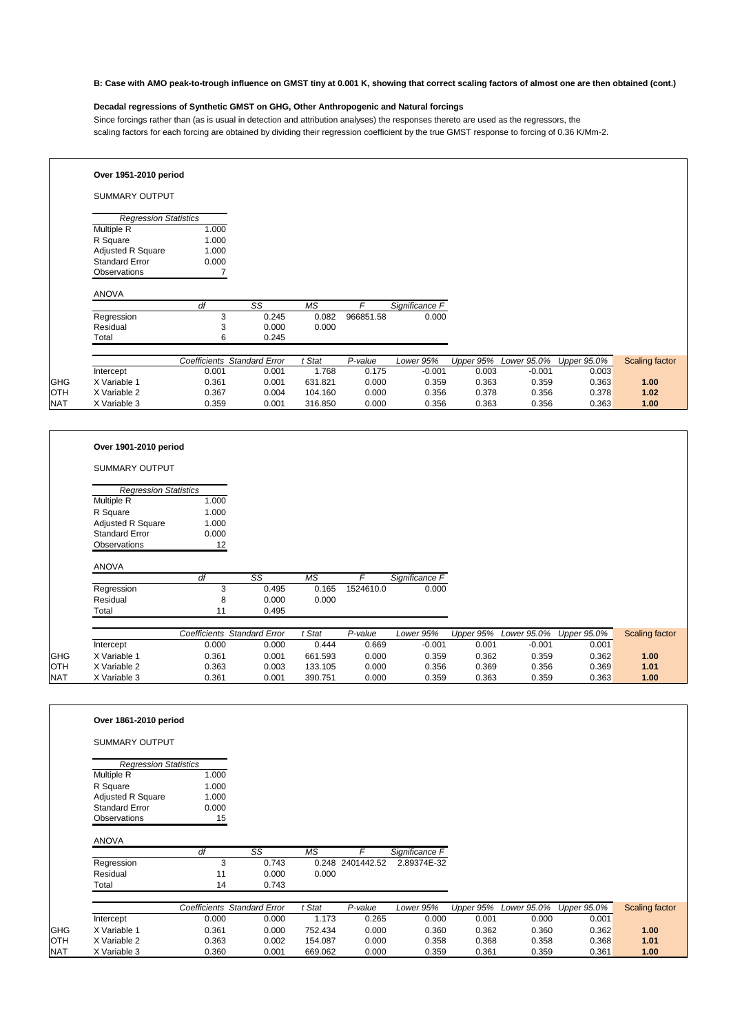**B: Case with AMO peak-to-trough influence on GMST tiny at 0.001 K, showing that correct scaling factors of almost one are then obtained (cont.)**

**Decadal regressions of Synthetic GMST on GHG, Other Anthropogenic and Natural forcings**

Since forcings rather than (as is usual in detection and attribution analyses) the responses thereto are used as the regressors, the scaling factors for each forcing are obtained by dividing their regression coefficient by the true GMST response to forcing of 0.36 K/Mm-2.

**Over 1951-2010 period**

SUMMARY OUTPUT

| *Regression Statistics* | |
|---|---|
| Multiple R | 1.000 |
| R Square | 1.000 |
| Adjusted R Square | 1.000 |
| Standard Error | 0.000 |
| Observations | 7 |

ANOVA

| | *df* | *SS* | *MS* | *F* | *Significance F* |
|---|---|---|---|---|---|
| Regression | 3 | 0.245 | 0.082 | 966851.58 | 0.000 |
| Residual | 3 | 0.000 | 0.000 | | |
| Total | 6 | 0.245 | | | |

| | | *Coefficients* | *Standard Error* | *t Stat* | *P-value* | *Lower 95%* | *Upper 95%* | *Lower 95.0%* | *Upper 95.0%* | Scaling factor |
|---|---|---|---|---|---|---|---|---|---|---|
| | Intercept | 0.001 | 0.001 | 1.768 | 0.175 | -0.001 | 0.003 | -0.001 | 0.003 | |
| GHG | X Variable 1 | 0.361 | 0.001 | 631.821 | 0.000 | 0.359 | 0.363 | 0.359 | 0.363 | **1.00** |
| OTH | X Variable 2 | 0.367 | 0.004 | 104.160 | 0.000 | 0.356 | 0.378 | 0.356 | 0.378 | **1.02** |
| NAT | X Variable 3 | 0.359 | 0.001 | 316.850 | 0.000 | 0.356 | 0.363 | 0.356 | 0.363 | **1.00** |

**Over 1901-2010 period**

SUMMARY OUTPUT

| *Regression Statistics* | |
|---|---|
| Multiple R | 1.000 |
| R Square | 1.000 |
| Adjusted R Square | 1.000 |
| Standard Error | 0.000 |
| Observations | 12 |

ANOVA

| | *df* | *SS* | *MS* | *F* | *Significance F* |
|---|---|---|---|---|---|
| Regression | 3 | 0.495 | 0.165 | 1524610.0 | 0.000 |
| Residual | 8 | 0.000 | 0.000 | | |
| Total | 11 | 0.495 | | | |

| | | *Coefficients* | *Standard Error* | *t Stat* | *P-value* | *Lower 95%* | *Upper 95%* | *Lower 95.0%* | *Upper 95.0%* | Scaling factor |
|---|---|---|---|---|---|---|---|---|---|---|
| | Intercept | 0.000 | 0.000 | 0.444 | 0.669 | -0.001 | 0.001 | -0.001 | 0.001 | |
| GHG | X Variable 1 | 0.361 | 0.001 | 661.593 | 0.000 | 0.359 | 0.362 | 0.359 | 0.362 | **1.00** |
| OTH | X Variable 2 | 0.363 | 0.003 | 133.105 | 0.000 | 0.356 | 0.369 | 0.356 | 0.369 | **1.01** |
| NAT | X Variable 3 | 0.361 | 0.001 | 390.751 | 0.000 | 0.359 | 0.363 | 0.359 | 0.363 | **1.00** |

**Over 1861-2010 period**

SUMMARY OUTPUT

| *Regression Statistics* | |
|---|---|
| Multiple R | 1.000 |
| R Square | 1.000 |
| Adjusted R Square | 1.000 |
| Standard Error | 0.000 |
| Observations | 15 |

ANOVA

| | *df* | *SS* | *MS* | *F* | *Significance F* |
|---|---|---|---|---|---|
| Regression | 3 | 0.743 | 0.248 | 2401442.52 | 2.89374E-32 |
| Residual | 11 | 0.000 | 0.000 | | |
| Total | 14 | 0.743 | | | |

| | | *Coefficients* | *Standard Error* | *t Stat* | *P-value* | *Lower 95%* | *Upper 95%* | *Lower 95.0%* | *Upper 95.0%* | Scaling factor |
|---|---|---|---|---|---|---|---|---|---|---|
| | Intercept | 0.000 | 0.000 | 1.173 | 0.265 | 0.000 | 0.001 | 0.000 | 0.001 | |
| GHG | X Variable 1 | 0.361 | 0.000 | 752.434 | 0.000 | 0.360 | 0.362 | 0.360 | 0.362 | **1.00** |
| OTH | X Variable 2 | 0.363 | 0.002 | 154.087 | 0.000 | 0.358 | 0.368 | 0.358 | 0.368 | **1.01** |
| NAT | X Variable 3 | 0.360 | 0.001 | 669.062 | 0.000 | 0.359 | 0.361 | 0.359 | 0.361 | **1.00** |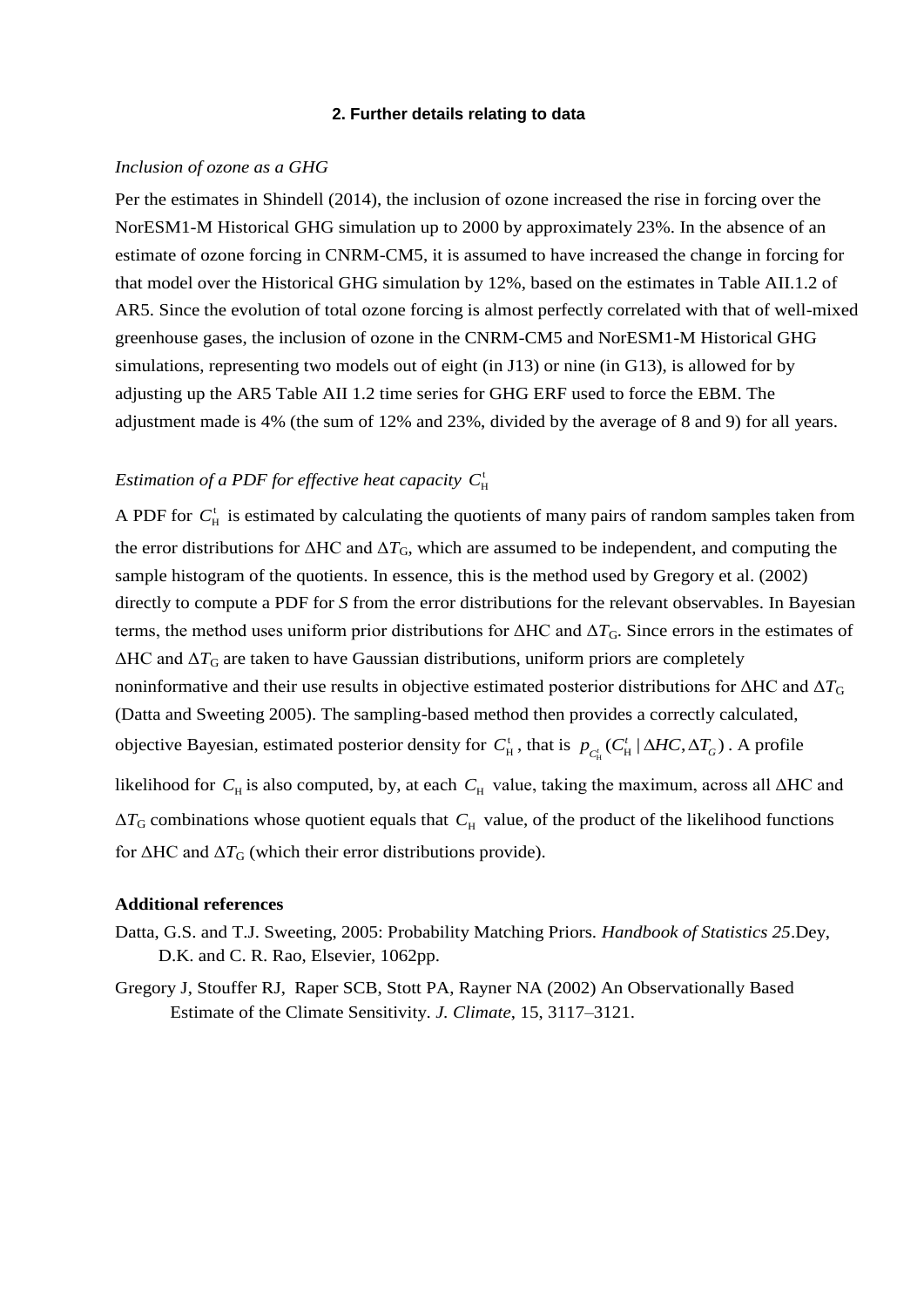## 2. Further details relating to data

*Inclusion of ozone as a GHG*

Per the estimates in Shindell (2014), the inclusion of ozone increased the rise in forcing over the NorESM1-M Historical GHG simulation up to 2000 by approximately 23%. In the absence of an estimate of ozone forcing in CNRM-CM5, it is assumed to have increased the change in forcing for that model over the Historical GHG simulation by 12%, based on the estimates in Table AII.1.2 of AR5. Since the evolution of total ozone forcing is almost perfectly correlated with that of well-mixed greenhouse gases, the inclusion of ozone in the CNRM-CM5 and NorESM1-M Historical GHG simulations, representing two models out of eight (in J13) or nine (in G13), is allowed for by adjusting up the AR5 Table AII 1.2 time series for GHG ERF used to force the EBM. The adjustment made is 4% (the sum of 12% and 23%, divided by the average of 8 and 9) for all years.

*Estimation of a PDF for effective heat capacity* $C_{\mathrm{H}}^{\mathrm{t}}$

A PDF for $C_{\mathrm{H}}^{\mathrm{t}}$ is estimated by calculating the quotients of many pairs of random samples taken from the error distributions for $\Delta$HC and $\Delta T_{\mathrm{G}}$, which are assumed to be independent, and computing the sample histogram of the quotients. In essence, this is the method used by Gregory et al. (2002) directly to compute a PDF for *S* from the error distributions for the relevant observables. In Bayesian terms, the method uses uniform prior distributions for $\Delta$HC and $\Delta T_{\mathrm{G}}$. Since errors in the estimates of $\Delta$HC and $\Delta T_{\mathrm{G}}$ are taken to have Gaussian distributions, uniform priors are completely noninformative and their use results in objective estimated posterior distributions for $\Delta$HC and $\Delta T_{\mathrm{G}}$ (Datta and Sweeting 2005). The sampling-based method then provides a correctly calculated, objective Bayesian, estimated posterior density for $C_{\mathrm{H}}^{\mathrm{t}}$, that is $p_{C_{\mathrm{H}}^{t}}(C_{\mathrm{H}}^{t} \mid \Delta HC, \Delta T_{G})$. A profile likelihood for $C_{\mathrm{H}}$ is also computed, by, at each $C_{\mathrm{H}}$ value, taking the maximum, across all $\Delta$HC and $\Delta T_{\mathrm{G}}$ combinations whose quotient equals that $C_{\mathrm{H}}$ value, of the product of the likelihood functions for $\Delta$HC and $\Delta T_{\mathrm{G}}$ (which their error distributions provide).

**Additional references**

Datta, G.S. and T.J. Sweeting, 2005: Probability Matching Priors. *Handbook of Statistics 25*.Dey, D.K. and C. R. Rao, Elsevier, 1062pp.

Gregory J, Stouffer RJ, Raper SCB, Stott PA, Rayner NA (2002) An Observationally Based Estimate of the Climate Sensitivity. *J. Climate*, 15, 3117–3121.